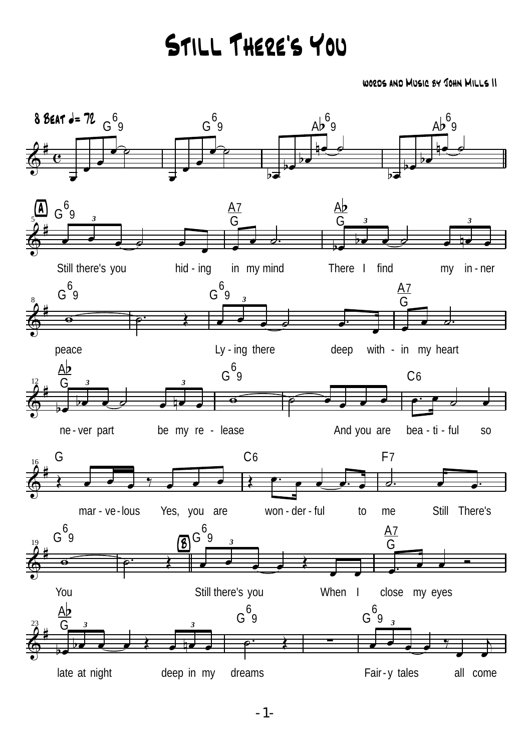# Still There's You

Words and Music by John Mills II

8 Beat ♩= 72

**A**

Still there's you hid - ing in my mind There I find my in - ner peace Ly - ing there deep with - in my heart ne - ver part be my re - lease And you are bea - ti - ful so mar - ve - lous Yes, you are won - der - ful to me Still There's You

**B**

Still there's you When I close my eyes late at night deep in my dreams Fair - y tales all come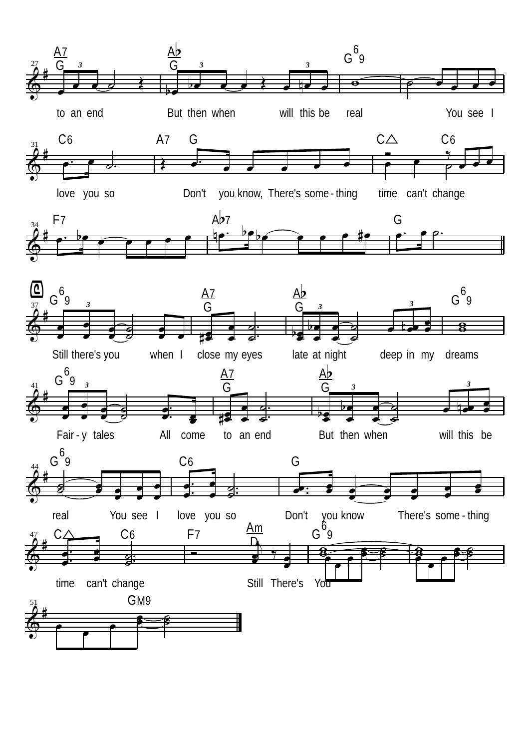27

A7/G Ab/G G 6/9

to an end But then when will this be real You see I

31

C6 A7 G C△ C6

love you so Don't you know, There's some - thing time can't change

34

F7 Ab7 G

C

37

G 6/9 A7/G Ab/G G 6/9

Still there's you when I close my eyes late at night deep in my dreams

41

G 6/9 A7/G Ab/G

Fair - y tales All come to an end But then when will this be

44

G 6/9 C6 G

real You see I love you so Don't you know There's some - thing

47

C△ C6 F7 Am/D G 6/9

time can't change Still There's You

51

GM9